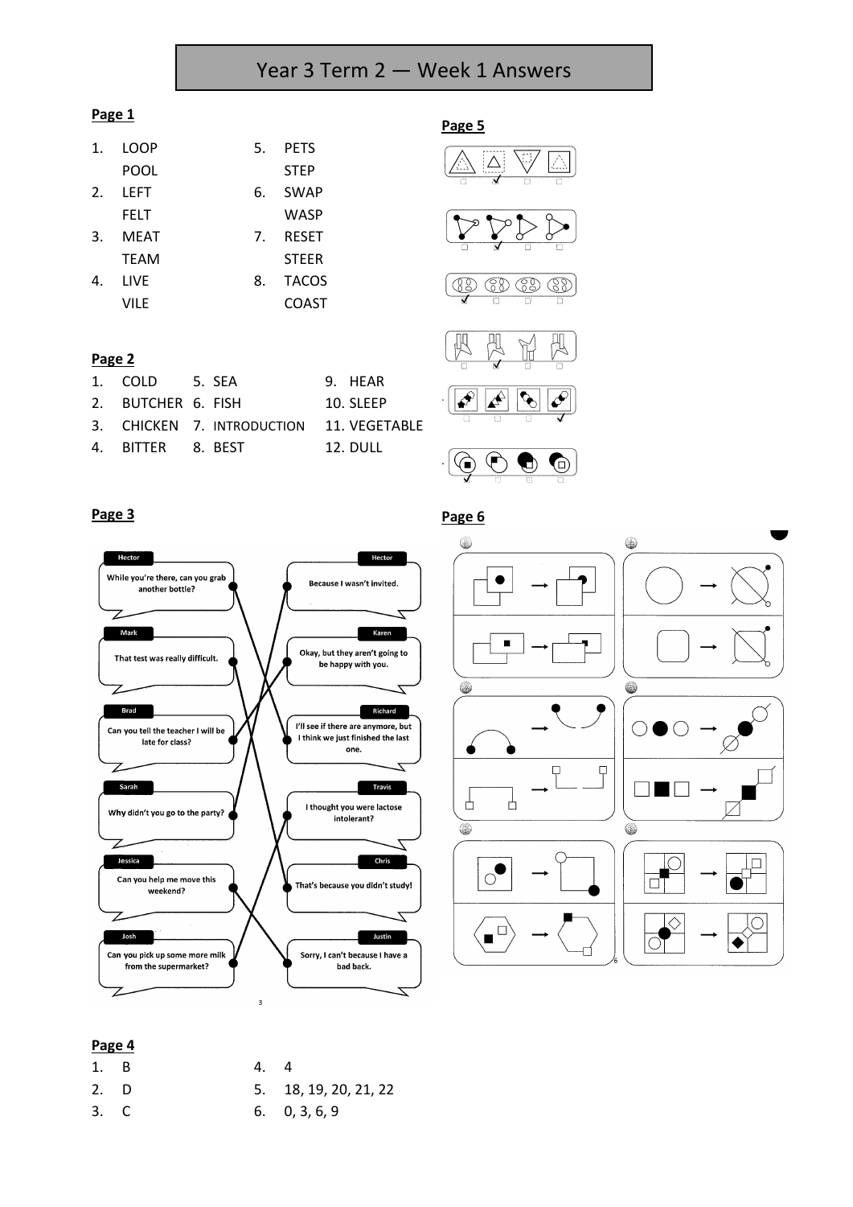# Year 3 Term 2 — Week 1 Answers

## Page 1

1. LOOP
   POOL
2. LEFT
   FELT
3. MEAT
   TEAM
4. LIVE
   VILE
5. PETS
   STEP
6. SWAP
   WASP
7. RESET
   STEER
8. TACOS
   COAST

## Page 2

1. COLD
2. BUTCHER
3. CHICKEN
4. BITTER
5. SEA
6. FISH
7. INTRODUCTION
8. BEST
9. HEAR
10. SLEEP
11. VEGETABLE
12. DULL

## Page 3

**Hector:** While you're there, can you grab another bottle?

**Mark:** That test was really difficult.

**Brad:** Can you tell the teacher I will be late for class?

**Sarah:** Why didn't you go to the party?

**Jessica:** Can you help me move this weekend?

**Josh:** Can you pick up some more milk from the supermarket?

**Hector:** Because I wasn't invited.

**Karen:** Okay, but they aren't going to be happy with you.

**Richard:** I'll see if there are anymore, but I think we just finished the last one.

**Travis:** I thought you were lactose intolerant?

**Chris:** That's because you didn't study!

**Justin:** Sorry, I can't because I have a bad back.

## Page 4

1. B
2. D
3. C
4. 4
5. 18, 19, 20, 21, 22
6. 0, 3, 6, 9

## Page 5

## Page 6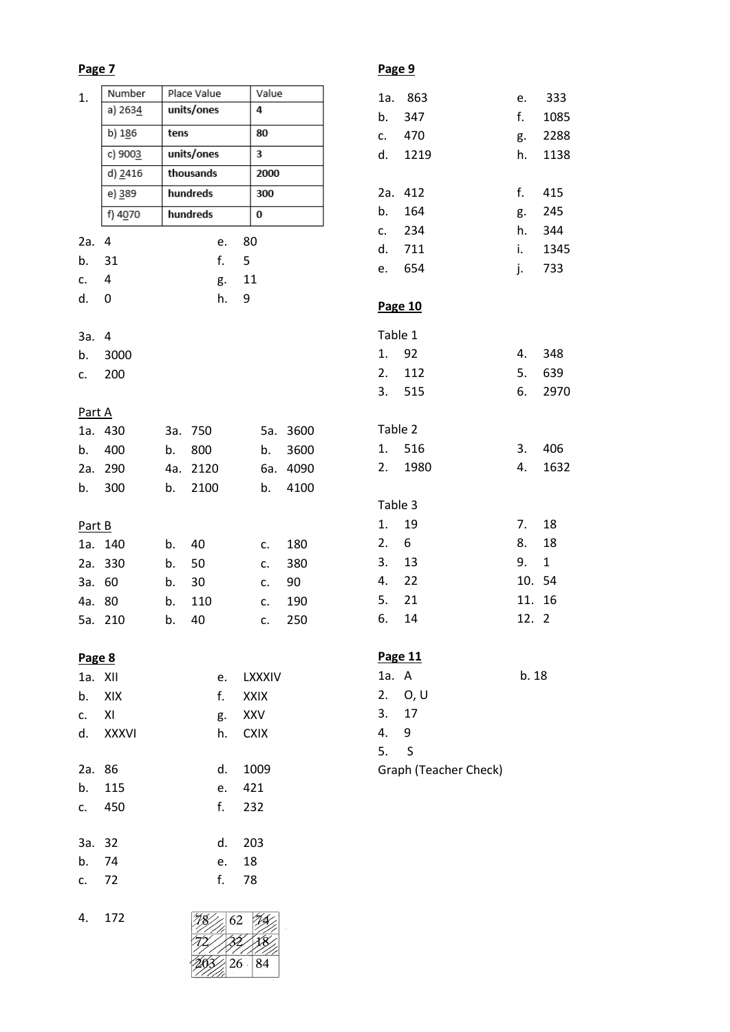**Page 7**

1.

| Number | Place Value | Value |
| --- | --- | --- |
| a) 2634 | units/ones | 4 |
| b) 186 | tens | 80 |
| c) 9003 | units/ones | 3 |
| d) 2416 | thousands | 2000 |
| e) 389 | hundreds | 300 |
| f) 4070 | hundreds | 0 |

2a. 4
b. 31
c. 4
d. 0
e. 80
f. 5
g. 11
h. 9

3a. 4
b. 3000
c. 200

Part A

1a. 430
b. 400
2a. 290
b. 300
3a. 750
b. 800
4a. 2120
b. 2100
5a. 3600
b. 3600
6a. 4090
b. 4100

Part B

1a. 140 b. 40 c. 180
2a. 330 b. 50 c. 380
3a. 60 b. 30 c. 90
4a. 80 b. 110 c. 190
5a. 210 b. 40 c. 250

**Page 8**

1a. XII
b. XIX
c. XI
d. XXXVI
e. LXXXIV
f. XXIX
g. XXV
h. CXIX

2a. 86
b. 115
c. 450
d. 1009
e. 421
f. 232

3a. 32
b. 74
c. 72
d. 203
e. 18
f. 78

4. 172

| 78 | 62 | 74 |
| --- | --- | --- |
| 72 | 32 | 18 |
| 203 | 26 | 84 |

**Page 9**

1a. 863
b. 347
c. 470
d. 1219
e. 333
f. 1085
g. 2288
h. 1138

2a. 412
b. 164
c. 234
d. 711
e. 654
f. 415
g. 245
h. 344
i. 1345
j. 733

**Page 10**

Table 1

1. 92
2. 112
3. 515
4. 348
5. 639
6. 2970

Table 2

1. 516
2. 1980
3. 406
4. 1632

Table 3

1. 19
2. 6
3. 13
4. 22
5. 21
6. 14
7. 18
8. 18
9. 1
10. 54
11. 16
12. 2

**Page 11**

1a. A b. 18
2. O, U
3. 17
4. 9
5. S

Graph (Teacher Check)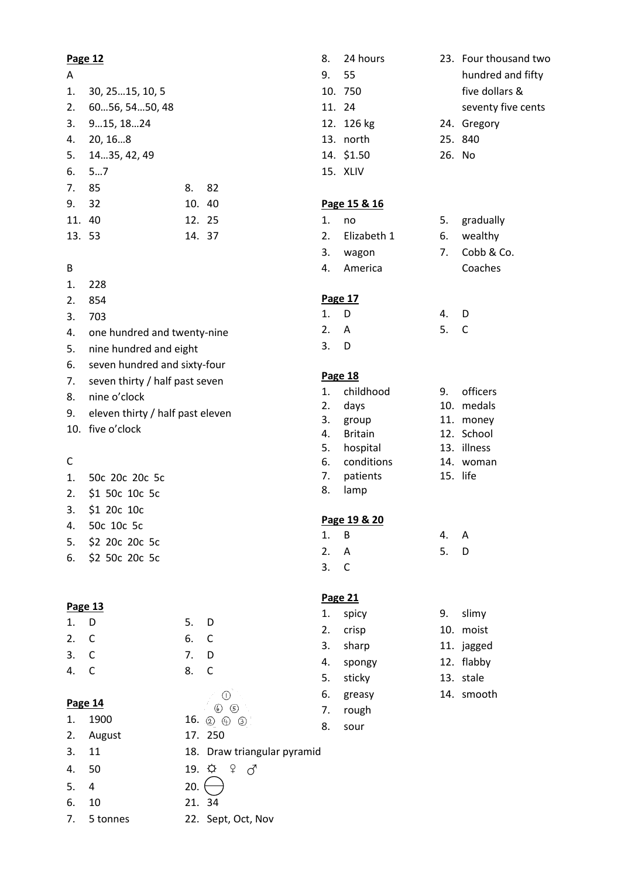**Page 12**

A

1. 30, 25…15, 10, 5
2. 60…56, 54…50, 48
3. 9…15, 18…24
4. 20, 16…8
5. 14…35, 42, 49
6. 5…7
7. 85
8. 82
9. 32
10. 40
11. 40
12. 25
13. 53
14. 37

B

1. 228
2. 854
3. 703
4. one hundred and twenty-nine
5. nine hundred and eight
6. seven hundred and sixty-four
7. seven thirty / half past seven
8. nine o'clock
9. eleven thirty / half past eleven
10. five o'clock

C

1. 50c 20c 20c 5c
2. $1 50c 10c 5c
3. $1 20c 10c
4. 50c 10c 5c
5. $2 20c 20c 5c
6. $2 50c 20c 5c

**Page 13**

1. D
2. C
3. C
4. C
5. D
6. C
7. D
8. C

**Page 14**

1. 1900
2. August
3. 11
4. 50
5. 4
6. 10
7. 5 tonnes
8. 24 hours
9. 55
10. 750
11. 24
12. 126 kg
13. north
14. $1.50
15. XLIV
16. ① ⑥ ⑤ ② ④ ③
17. 250
18. Draw triangular pyramid
19. ☼ ♀ ♂
20. ⊖
21. 34
22. Sept, Oct, Nov
23. Four thousand two hundred and fifty five dollars & seventy five cents
24. Gregory
25. 840
26. No

**Page 15 & 16**

1. no
2. Elizabeth 1
3. wagon
4. America
5. gradually
6. wealthy
7. Cobb & Co. Coaches

**Page 17**

1. D
2. A
3. D
4. D
5. C

**Page 18**

1. childhood
2. days
3. group
4. Britain
5. hospital
6. conditions
7. patients
8. lamp
9. officers
10. medals
11. money
12. School
13. illness
14. woman
15. life

**Page 19 & 20**

1. B
2. A
3. C
4. A
5. D

**Page 21**

1. spicy
2. crisp
3. sharp
4. spongy
5. sticky
6. greasy
7. rough
8. sour
9. slimy
10. moist
11. jagged
12. flabby
13. stale
14. smooth